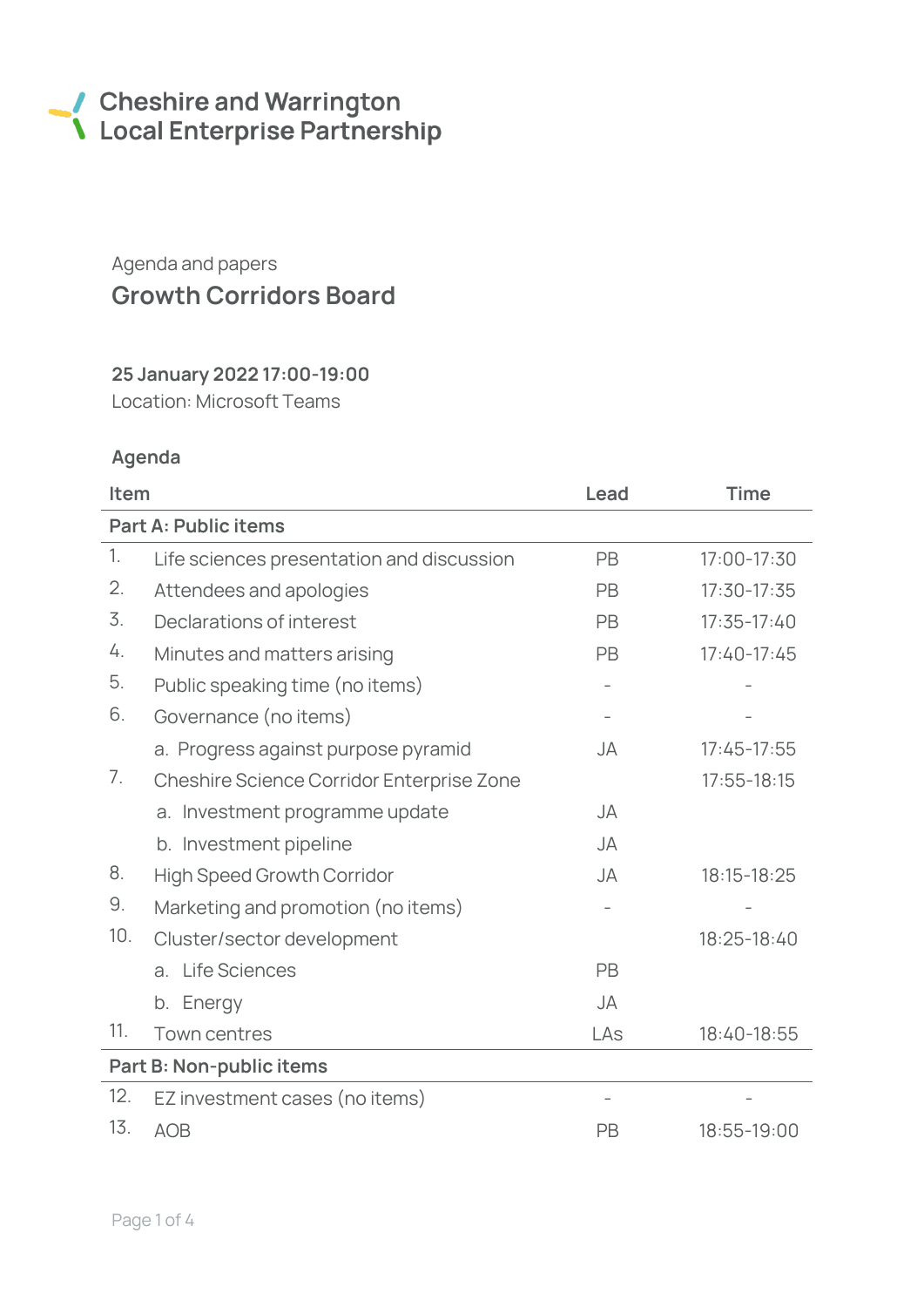Cheshire and Warrington
Local Enterprise Partnership

Agenda and papers

# Growth Corridors Board

**25 January 2022 17:00-19:00**
Location: Microsoft Teams

## Agenda

| Item | | Lead | Time |
|---|---|---|---|
| **Part A: Public items** | | | |
| 1. | Life sciences presentation and discussion | PB | 17:00-17:30 |
| 2. | Attendees and apologies | PB | 17:30-17:35 |
| 3. | Declarations of interest | PB | 17:35-17:40 |
| 4. | Minutes and matters arising | PB | 17:40-17:45 |
| 5. | Public speaking time (no items) | - | - |
| 6. | Governance (no items) | - | - |
| | a. Progress against purpose pyramid | JA | 17:45-17:55 |
| 7. | Cheshire Science Corridor Enterprise Zone | | 17:55-18:15 |
| | a. Investment programme update | JA | |
| | b. Investment pipeline | JA | |
| 8. | High Speed Growth Corridor | JA | 18:15-18:25 |
| 9. | Marketing and promotion (no items) | - | - |
| 10. | Cluster/sector development | | 18:25-18:40 |
| | a. Life Sciences | PB | |
| | b. Energy | JA | |
| 11. | Town centres | LAs | 18:40-18:55 |
| **Part B: Non-public items** | | | |
| 12. | EZ investment cases (no items) | - | - |
| 13. | AOB | PB | 18:55-19:00 |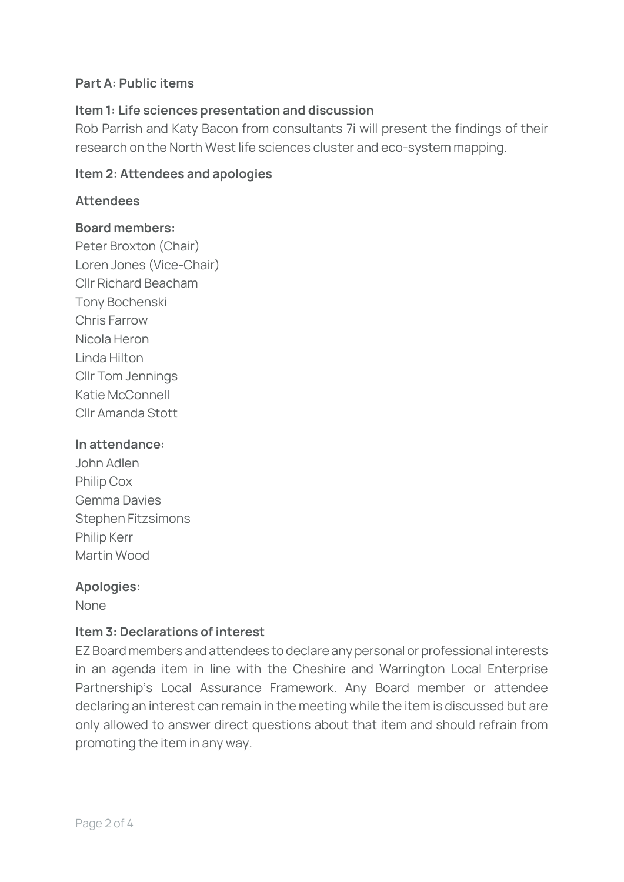## Part A: Public items

### Item 1: Life sciences presentation and discussion

Rob Parrish and Katy Bacon from consultants 7i will present the findings of their research on the North West life sciences cluster and eco-system mapping.

### Item 2: Attendees and apologies

**Attendees**

**Board members:**

Peter Broxton (Chair)
Loren Jones (Vice-Chair)
Cllr Richard Beacham
Tony Bochenski
Chris Farrow
Nicola Heron
Linda Hilton
Cllr Tom Jennings
Katie McConnell
Cllr Amanda Stott

**In attendance:**

John Adlen
Philip Cox
Gemma Davies
Stephen Fitzsimons
Philip Kerr
Martin Wood

**Apologies:**

None

### Item 3: Declarations of interest

EZ Board members and attendees to declare any personal or professional interests in an agenda item in line with the Cheshire and Warrington Local Enterprise Partnership's Local Assurance Framework. Any Board member or attendee declaring an interest can remain in the meeting while the item is discussed but are only allowed to answer direct questions about that item and should refrain from promoting the item in any way.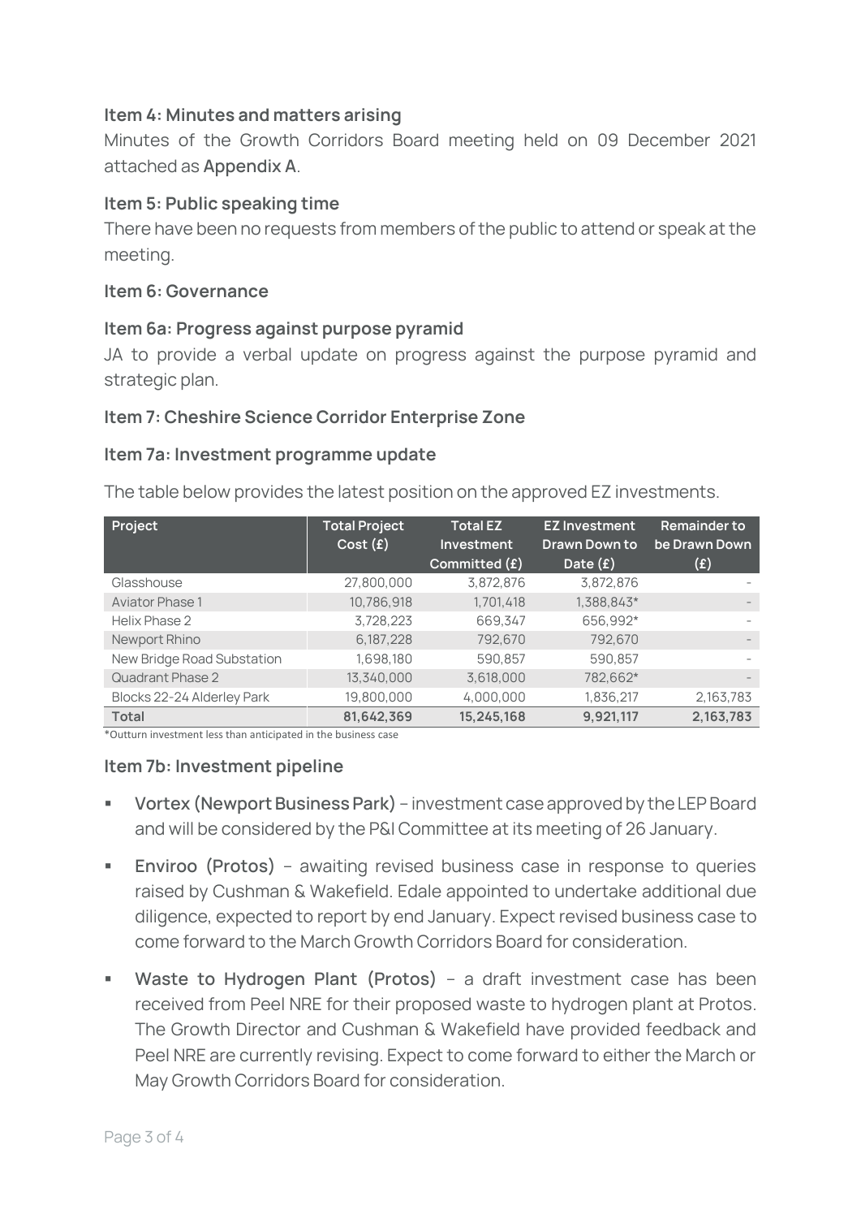### Item 4: Minutes and matters arising

Minutes of the Growth Corridors Board meeting held on 09 December 2021 attached as **Appendix A**.

### Item 5: Public speaking time

There have been no requests from members of the public to attend or speak at the meeting.

### Item 6: Governance

### Item 6a: Progress against purpose pyramid

JA to provide a verbal update on progress against the purpose pyramid and strategic plan.

### Item 7: Cheshire Science Corridor Enterprise Zone

### Item 7a: Investment programme update

The table below provides the latest position on the approved EZ investments.

| Project | Total Project Cost (£) | Total EZ Investment Committed (£) | EZ Investment Drawn Down to Date (£) | Remainder to be Drawn Down (£) |
|---|---|---|---|---|
| Glasshouse | 27,800,000 | 3,872,876 | 3,872,876 | - |
| Aviator Phase 1 | 10,786,918 | 1,701,418 | 1,388,843* | - |
| Helix Phase 2 | 3,728,223 | 669,347 | 656,992* | - |
| Newport Rhino | 6,187,228 | 792,670 | 792,670 | - |
| New Bridge Road Substation | 1,698,180 | 590,857 | 590,857 | - |
| Quadrant Phase 2 | 13,340,000 | 3,618,000 | 782,662* | - |
| Blocks 22-24 Alderley Park | 19,800,000 | 4,000,000 | 1,836,217 | 2,163,783 |
| **Total** | **81,642,369** | **15,245,168** | **9,921,117** | **2,163,783** |

*Outturn investment less than anticipated in the business case

### Item 7b: Investment pipeline

- **Vortex (Newport Business Park)** – investment case approved by the LEP Board and will be considered by the P&I Committee at its meeting of 26 January.
- **Enviroo (Protos)** – awaiting revised business case in response to queries raised by Cushman & Wakefield. Edale appointed to undertake additional due diligence, expected to report by end January. Expect revised business case to come forward to the March Growth Corridors Board for consideration.
- **Waste to Hydrogen Plant (Protos)** – a draft investment case has been received from Peel NRE for their proposed waste to hydrogen plant at Protos. The Growth Director and Cushman & Wakefield have provided feedback and Peel NRE are currently revising. Expect to come forward to either the March or May Growth Corridors Board for consideration.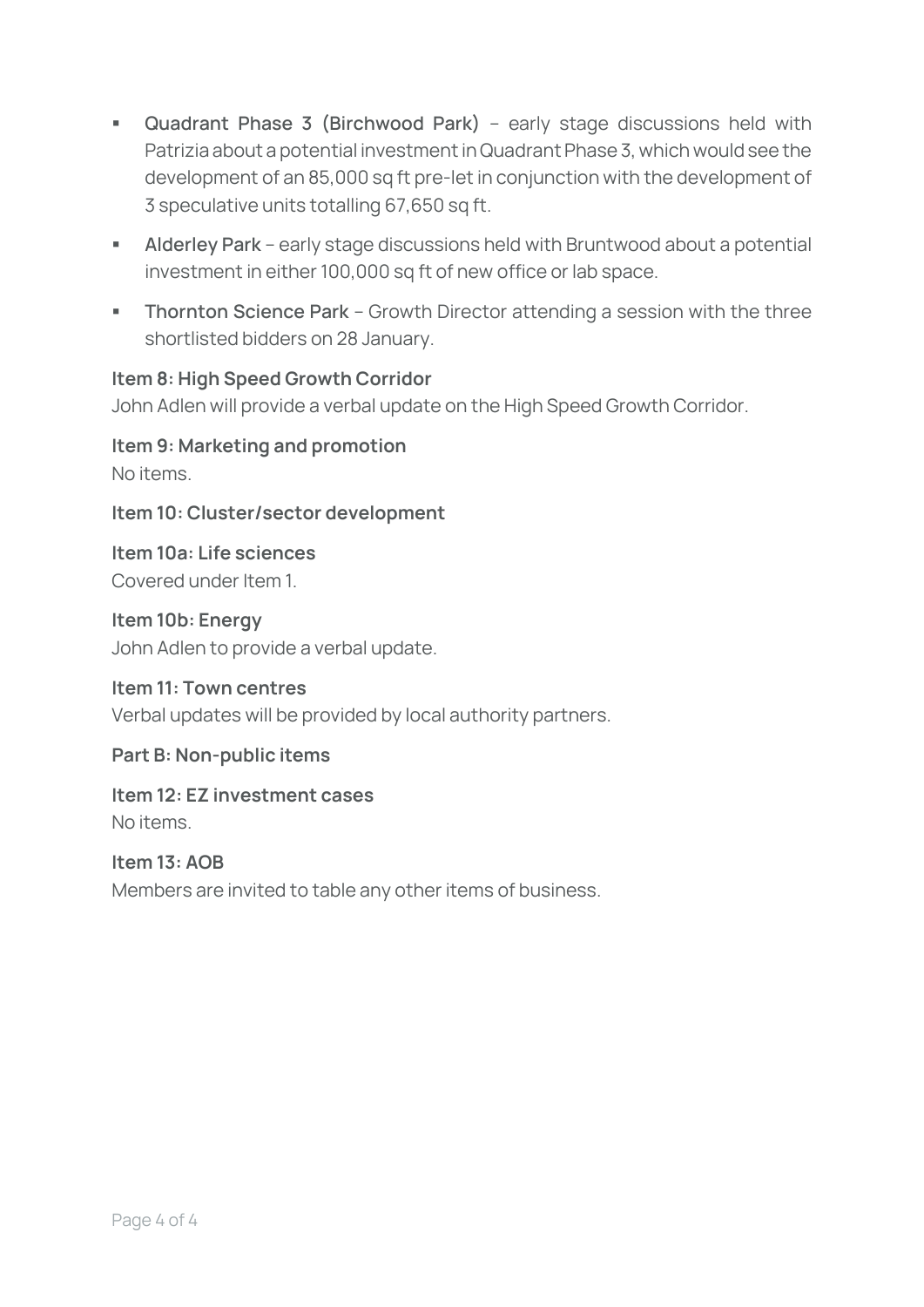- **Quadrant Phase 3 (Birchwood Park)** – early stage discussions held with Patrizia about a potential investment in Quadrant Phase 3, which would see the development of an 85,000 sq ft pre-let in conjunction with the development of 3 speculative units totalling 67,650 sq ft.
- **Alderley Park** – early stage discussions held with Bruntwood about a potential investment in either 100,000 sq ft of new office or lab space.
- **Thornton Science Park** – Growth Director attending a session with the three shortlisted bidders on 28 January.

**Item 8: High Speed Growth Corridor**

John Adlen will provide a verbal update on the High Speed Growth Corridor.

**Item 9: Marketing and promotion**

No items.

**Item 10: Cluster/sector development**

**Item 10a: Life sciences**

Covered under Item 1.

**Item 10b: Energy**

John Adlen to provide a verbal update.

**Item 11: Town centres**

Verbal updates will be provided by local authority partners.

**Part B: Non-public items**

**Item 12: EZ investment cases**

No items.

**Item 13: AOB**

Members are invited to table any other items of business.